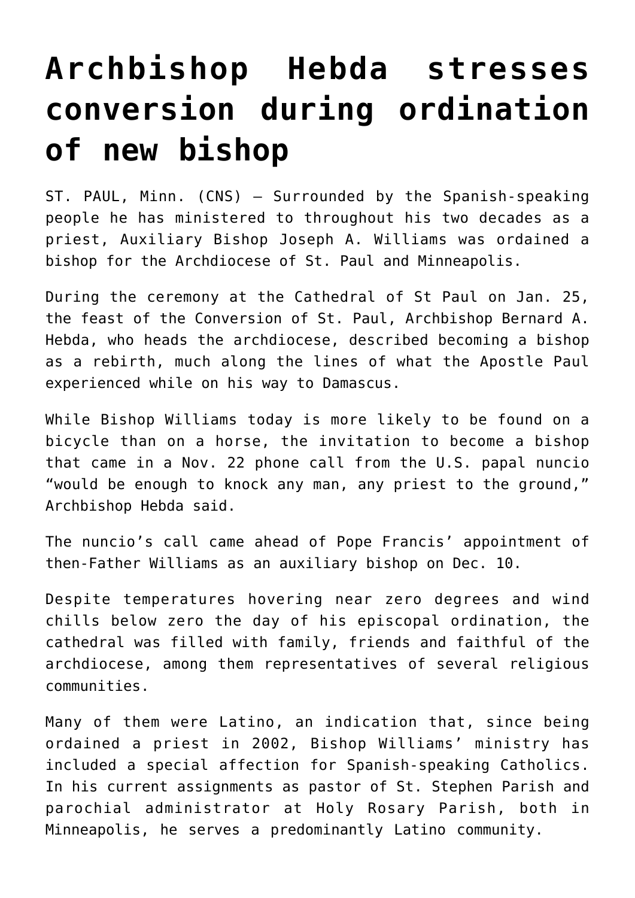# Archbishop Hebda stresses conversion during ordination of new bishop

ST. PAUL, Minn. (CNS) — Surrounded by the Spanish-speaking people he has ministered to throughout his two decades as a priest, Auxiliary Bishop Joseph A. Williams was ordained a bishop for the Archdiocese of St. Paul and Minneapolis.

During the ceremony at the Cathedral of St Paul on Jan. 25, the feast of the Conversion of St. Paul, Archbishop Bernard A. Hebda, who heads the archdiocese, described becoming a bishop as a rebirth, much along the lines of what the Apostle Paul experienced while on his way to Damascus.

While Bishop Williams today is more likely to be found on a bicycle than on a horse, the invitation to become a bishop that came in a Nov. 22 phone call from the U.S. papal nuncio "would be enough to knock any man, any priest to the ground," Archbishop Hebda said.

The nuncio's call came ahead of Pope Francis' appointment of then-Father Williams as an auxiliary bishop on Dec. 10.

Despite temperatures hovering near zero degrees and wind chills below zero the day of his episcopal ordination, the cathedral was filled with family, friends and faithful of the archdiocese, among them representatives of several religious communities.

Many of them were Latino, an indication that, since being ordained a priest in 2002, Bishop Williams' ministry has included a special affection for Spanish-speaking Catholics. In his current assignments as pastor of St. Stephen Parish and parochial administrator at Holy Rosary Parish, both in Minneapolis, he serves a predominantly Latino community.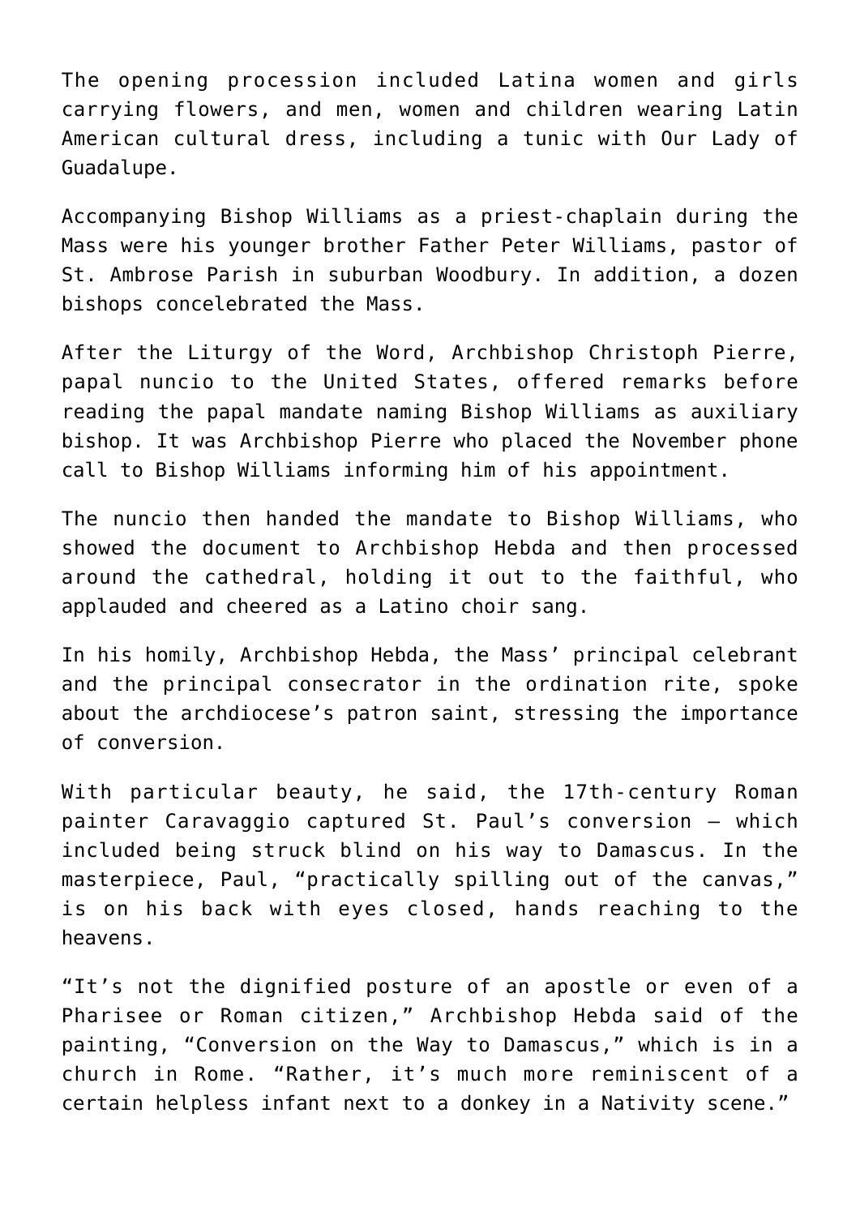The opening procession included Latina women and girls carrying flowers, and men, women and children wearing Latin American cultural dress, including a tunic with Our Lady of Guadalupe.

Accompanying Bishop Williams as a priest-chaplain during the Mass were his younger brother Father Peter Williams, pastor of St. Ambrose Parish in suburban Woodbury. In addition, a dozen bishops concelebrated the Mass.

After the Liturgy of the Word, Archbishop Christoph Pierre, papal nuncio to the United States, offered remarks before reading the papal mandate naming Bishop Williams as auxiliary bishop. It was Archbishop Pierre who placed the November phone call to Bishop Williams informing him of his appointment.

The nuncio then handed the mandate to Bishop Williams, who showed the document to Archbishop Hebda and then processed around the cathedral, holding it out to the faithful, who applauded and cheered as a Latino choir sang.

In his homily, Archbishop Hebda, the Mass' principal celebrant and the principal consecrator in the ordination rite, spoke about the archdiocese's patron saint, stressing the importance of conversion.

With particular beauty, he said, the 17th-century Roman painter Caravaggio captured St. Paul's conversion — which included being struck blind on his way to Damascus. In the masterpiece, Paul, "practically spilling out of the canvas," is on his back with eyes closed, hands reaching to the heavens.

"It's not the dignified posture of an apostle or even of a Pharisee or Roman citizen," Archbishop Hebda said of the painting, "Conversion on the Way to Damascus," which is in a church in Rome. "Rather, it's much more reminiscent of a certain helpless infant next to a donkey in a Nativity scene."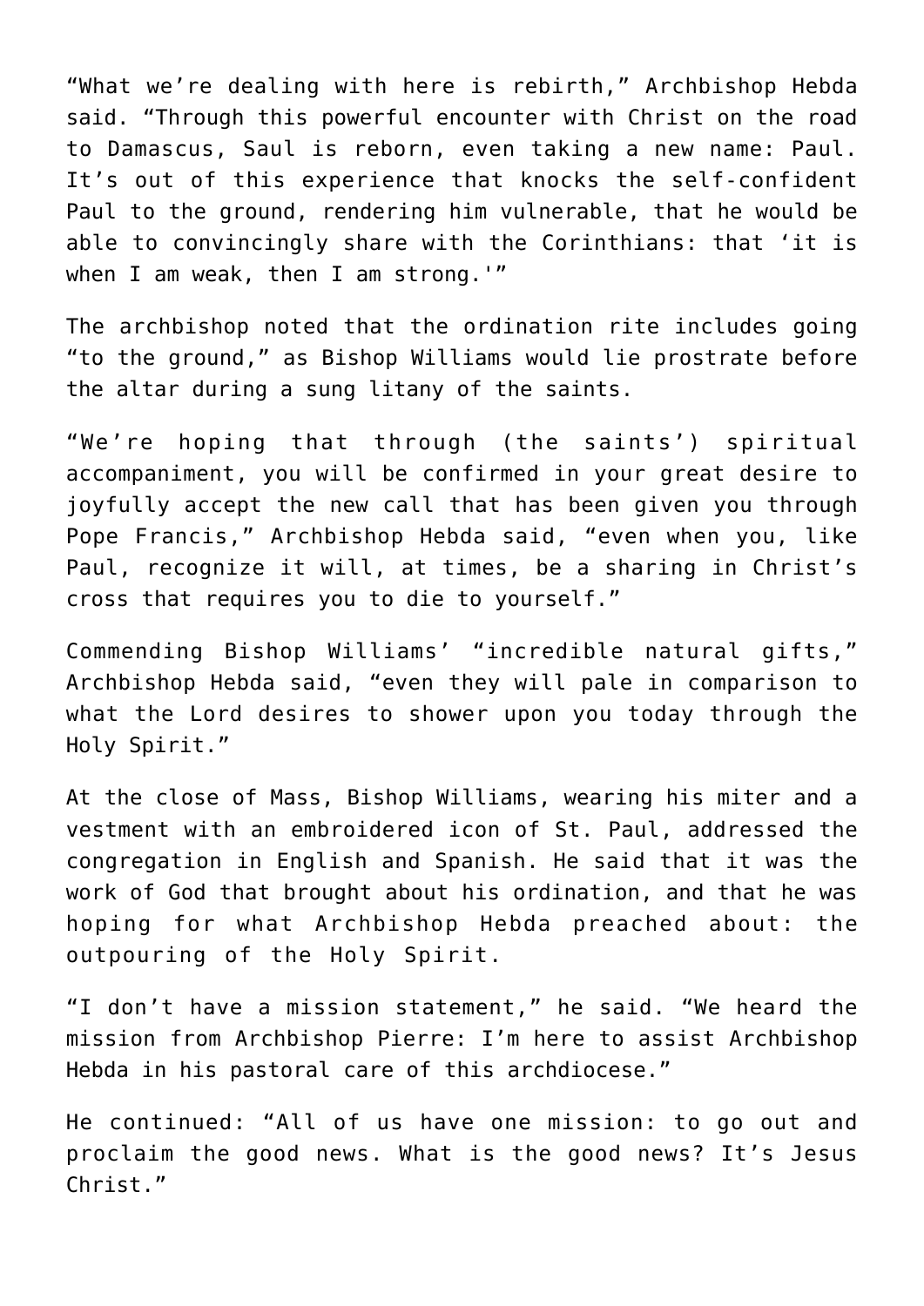"What we're dealing with here is rebirth," Archbishop Hebda said. "Through this powerful encounter with Christ on the road to Damascus, Saul is reborn, even taking a new name: Paul. It's out of this experience that knocks the self-confident Paul to the ground, rendering him vulnerable, that he would be able to convincingly share with the Corinthians: that 'it is when I am weak, then I am strong.'"

The archbishop noted that the ordination rite includes going "to the ground," as Bishop Williams would lie prostrate before the altar during a sung litany of the saints.

"We're hoping that through (the saints') spiritual accompaniment, you will be confirmed in your great desire to joyfully accept the new call that has been given you through Pope Francis," Archbishop Hebda said, "even when you, like Paul, recognize it will, at times, be a sharing in Christ's cross that requires you to die to yourself."

Commending Bishop Williams' "incredible natural gifts," Archbishop Hebda said, "even they will pale in comparison to what the Lord desires to shower upon you today through the Holy Spirit."

At the close of Mass, Bishop Williams, wearing his miter and a vestment with an embroidered icon of St. Paul, addressed the congregation in English and Spanish. He said that it was the work of God that brought about his ordination, and that he was hoping for what Archbishop Hebda preached about: the outpouring of the Holy Spirit.

"I don't have a mission statement," he said. "We heard the mission from Archbishop Pierre: I'm here to assist Archbishop Hebda in his pastoral care of this archdiocese."

He continued: "All of us have one mission: to go out and proclaim the good news. What is the good news? It's Jesus Christ."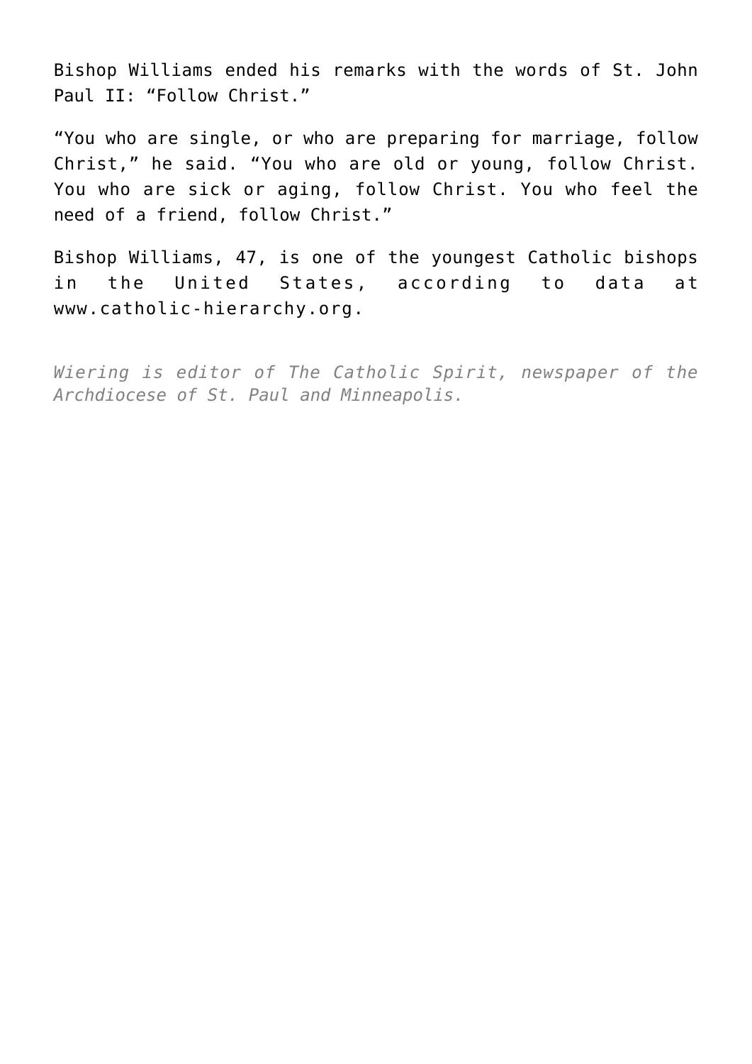Bishop Williams ended his remarks with the words of St. John Paul II: “Follow Christ.”

“You who are single, or who are preparing for marriage, follow Christ,” he said. “You who are old or young, follow Christ. You who are sick or aging, follow Christ. You who feel the need of a friend, follow Christ.”

Bishop Williams, 47, is one of the youngest Catholic bishops in the United States, according to data at www.catholic-hierarchy.org.

*Wiering is editor of The Catholic Spirit, newspaper of the Archdiocese of St. Paul and Minneapolis.*